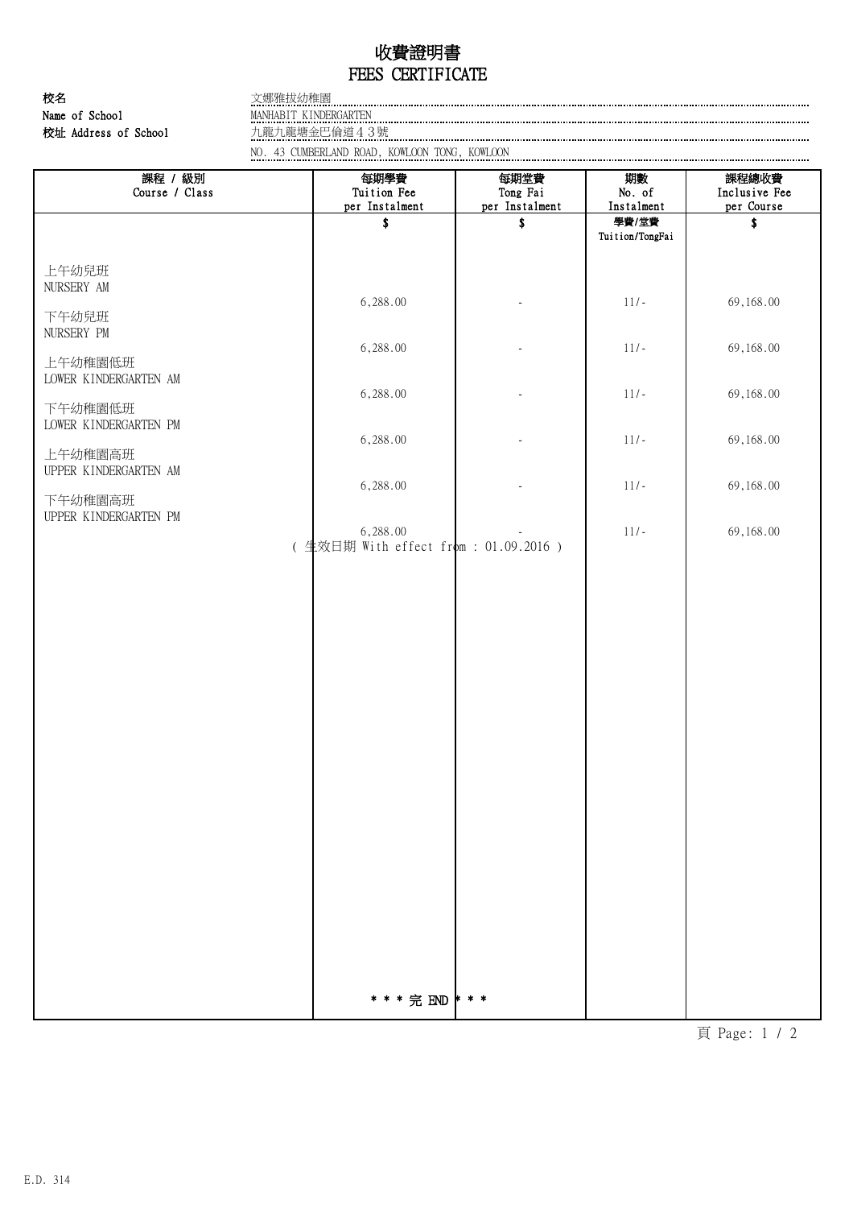# 收費證明書
# FEES CERTIFICATE

校名 
Name of School: 文娜雅拔幼稚園 
MANHABIT KINDERGARTEN

校址 Address of School: 九龍九龍塘金巴倫道４３號 
NO. 43 CUMBERLAND ROAD, KOWLOON TONG, KOWLOON

| 課程 / 級別<br>Course / Class | 每期學費<br>Tuition Fee<br>per Instalment | 每期堂費<br>Tong Fai<br>per Instalment | 期數<br>No. of<br>Instalment | 課程總收費<br>Inclusive Fee<br>per Course |
|---|---|---|---|---|
| | $ | $ | 學費/堂費<br>Tuition/TongFai | $ |
| 上午幼兒班<br>NURSERY AM | 6,288.00 | - | 11/- | 69,168.00 |
| 下午幼兒班<br>NURSERY PM | 6,288.00 | - | 11/- | 69,168.00 |
| 上午幼稚園低班<br>LOWER KINDERGARTEN AM | 6,288.00 | - | 11/- | 69,168.00 |
| 下午幼稚園低班<br>LOWER KINDERGARTEN PM | 6,288.00 | - | 11/- | 69,168.00 |
| 上午幼稚園高班<br>UPPER KINDERGARTEN AM | 6,288.00 | - | 11/- | 69,168.00 |
| 下午幼稚園高班<br>UPPER KINDERGARTEN PM | 6,288.00 | - | 11/- | 69,168.00 |

( 生效日期 With effect from : 01.09.2016 )

* * * 完 END * * *

E.D. 314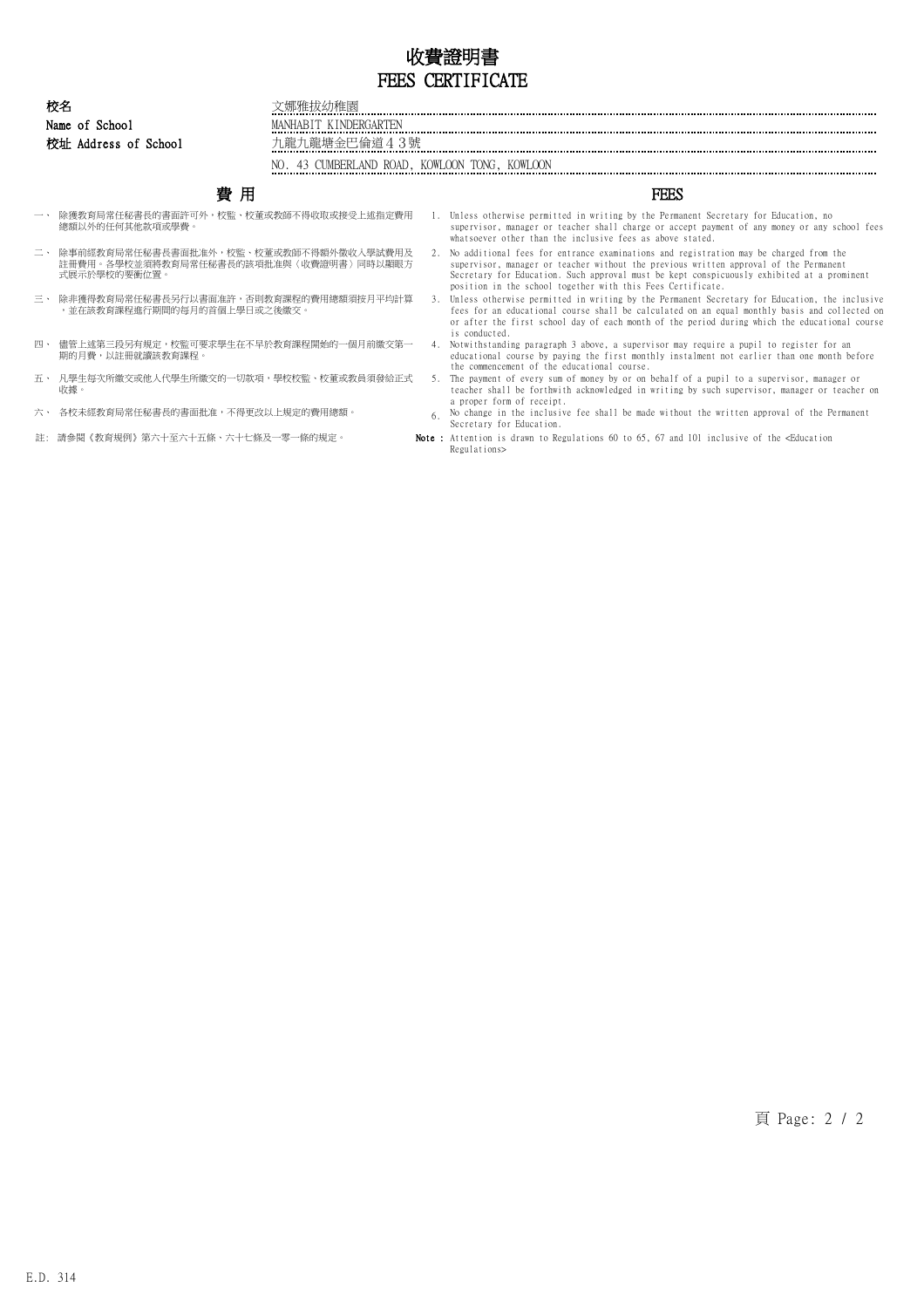# 收費證明書
# FEES CERTIFICATE

| | |
|---|---|
| 校名 | 文娜雅拔幼稚園 |
| Name of School | MANHABIT KINDERGARTEN |
| 校址 Address of School | 九龍九龍塘金巴倫道43號 |
| | NO. 43 CUMBERLAND ROAD, KOWLOON TONG, KOWLOON |

## 費 用

一、 除獲教育局常任秘書長的書面許可外，校監、校董或教師不得收取或接受上述指定費用總額以外的任何其他款項或學費。

二、 除事前經教育局常任秘書長書面批准外，校監、校董或教師不得額外徵收入學試費用及註冊費用。各學校並須將教育局常任秘書長的該項批准與〈收費證明書〉同時以顯眼方式展示於學校的要衝位置。

三、 除非獲得教育局常任秘書長另行以書面准許，否則教育課程的費用總額須按月平均計算，並在該教育課程進行期間的每月的首個上學日或之後繳交。

四、 儘管上述第三段另有規定，校監可要求學生在不早於教育課程開始的一個月前繳交第一期的月費，以註冊就讀該教育課程。

五、 凡學生每次所繳交或他人代學生所繳交的一切款項，學校校監、校董或教員須發給正式收據。

六、 各校未經教育局常任秘書長的書面批准，不得更改以上規定的費用總額。

註: 請參閱《教育規例》第六十至六十五條、六十七條及一零一條的規定。

## FEES

1. Unless otherwise permitted in writing by the Permanent Secretary for Education, no supervisor, manager or teacher shall charge or accept payment of any money or any school fees whatsoever other than the inclusive fees as above stated.
2. No additional fees for entrance examinations and registration may be charged from the supervisor, manager or teacher without the previous written approval of the Permanent Secretary for Education. Such approval must be kept conspicuously exhibited at a prominent position in the school together with this Fees Certificate.
3. Unless otherwise permitted in writing by the Permanent Secretary for Education, the inclusive fees for an educational course shall be calculated on an equal monthly basis and collected on or after the first school day of each month of the period during which the educational course is conducted.
4. Notwithstanding paragraph 3 above, a supervisor may require a pupil to register for an educational course by paying the first monthly instalment not earlier than one month before the commencement of the educational course.
5. The payment of every sum of money by or on behalf of a pupil to a supervisor, manager or teacher shall be forthwith acknowledged in writing by such supervisor, manager or teacher on a proper form of receipt.
6. No change in the inclusive fee shall be made without the written approval of the Permanent Secretary for Education.

**Note :** Attention is drawn to Regulations 60 to 65, 67 and 101 inclusive of the <Education Regulations>

E.D. 314